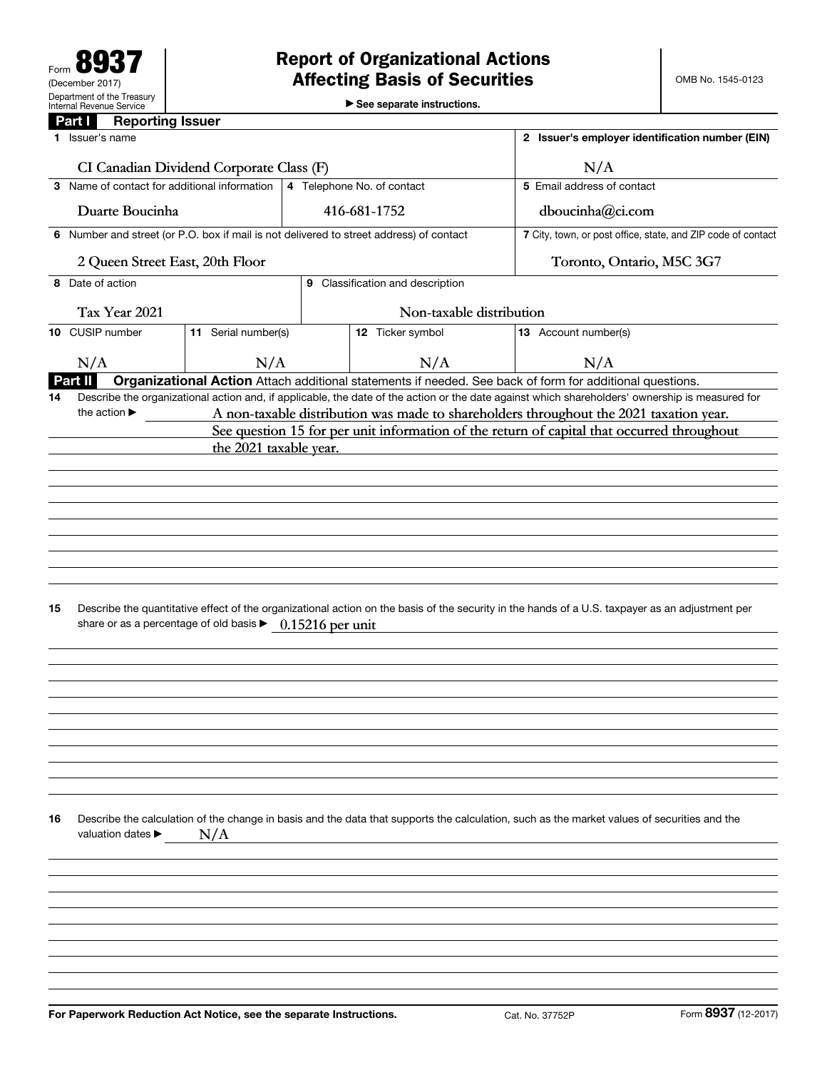Form **8937**
(December 2017)
Department of the Treasury
Internal Revenue Service

# Report of Organizational Actions Affecting Basis of Securities

► See separate instructions.

OMB No. 1545-0123

## Part I Reporting Issuer

| 1 Issuer's name | | | 2 Issuer's employer identification number (EIN) |
|---|---|---|---|
| CI Canadian Dividend Corporate Class (F) | | | N/A |
| 3 Name of contact for additional information | 4 Telephone No. of contact | | 5 Email address of contact |
| Duarte Boucinha | 416-681-1752 | | dboucinha@ci.com |
| 6 Number and street (or P.O. box if mail is not delivered to street address) of contact | | | 7 City, town, or post office, state, and ZIP code of contact |
| 2 Queen Street East, 20th Floor | | | Toronto, Ontario, M5C 3G7 |
| 8 Date of action | 9 Classification and description | | |
| Tax Year 2021 | Non-taxable distribution | | |
| 10 CUSIP number | 11 Serial number(s) | 12 Ticker symbol | 13 Account number(s) |
| N/A | N/A | N/A | N/A |

## Part II Organizational Action

Attach additional statements if needed. See back of form for additional questions.

**14** Describe the organizational action and, if applicable, the date of the action or the date against which shareholders' ownership is measured for the action ► A non-taxable distribution was made to shareholders throughout the 2021 taxation year. See question 15 for per unit information of the return of capital that occurred throughout the 2021 taxable year.

**15** Describe the quantitative effect of the organizational action on the basis of the security in the hands of a U.S. taxpayer as an adjustment per share or as a percentage of old basis ► 0.15216 per unit

**16** Describe the calculation of the change in basis and the data that supports the calculation, such as the market values of securities and the valuation dates ► N/A

For Paperwork Reduction Act Notice, see the separate Instructions. Cat. No. 37752P Form **8937** (12-2017)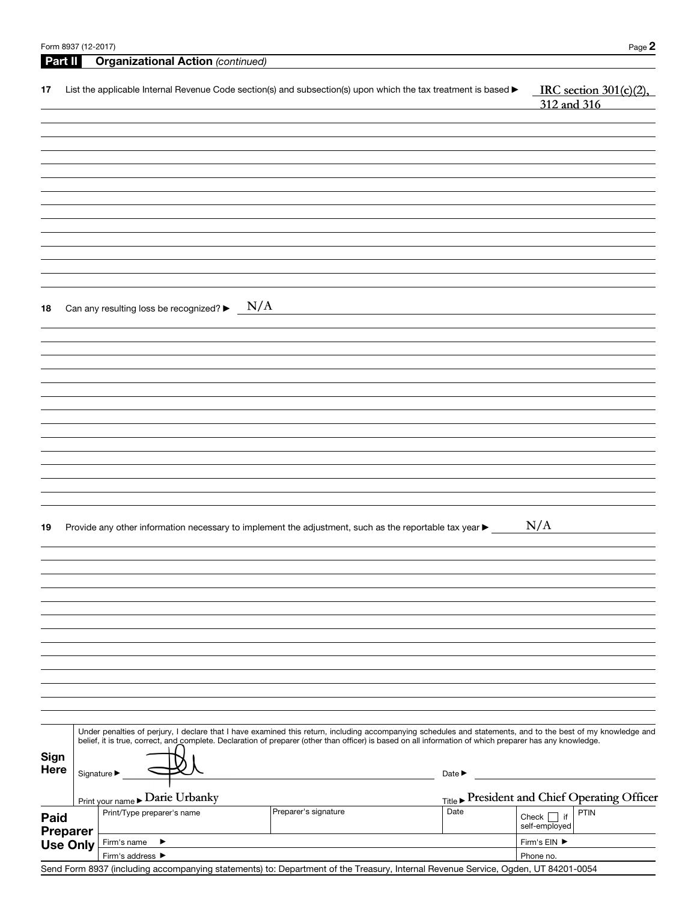**Part II** **Organizational Action** *(continued)*

**17** List the applicable Internal Revenue Code section(s) and subsection(s) upon which the tax treatment is based ▶ IRC section 301(c)(2), 312 and 316

**18** Can any resulting loss be recognized? ▶ N/A

**19** Provide any other information necessary to implement the adjustment, such as the reportable tax year ▶ N/A

**Sign Here**

Under penalties of perjury, I declare that I have examined this return, including accompanying schedules and statements, and to the best of my knowledge and belief, it is true, correct, and complete. Declaration of preparer (other than officer) is based on all information of which preparer has any knowledge.

Signature ▶ [signature] Date ▶

Print your name ▶ Darie Urbanky Title ▶ President and Chief Operating Officer

**Paid Preparer Use Only**

| Print/Type preparer's name | Preparer's signature | Date | Check ☐ if self-employed | PTIN |
|---|---|---|---|---|
| Firm's name ▶ | | | Firm's EIN ▶ | |
| Firm's address ▶ | | | Phone no. | |

Send Form 8937 (including accompanying statements) to: Department of the Treasury, Internal Revenue Service, Ogden, UT 84201-0054